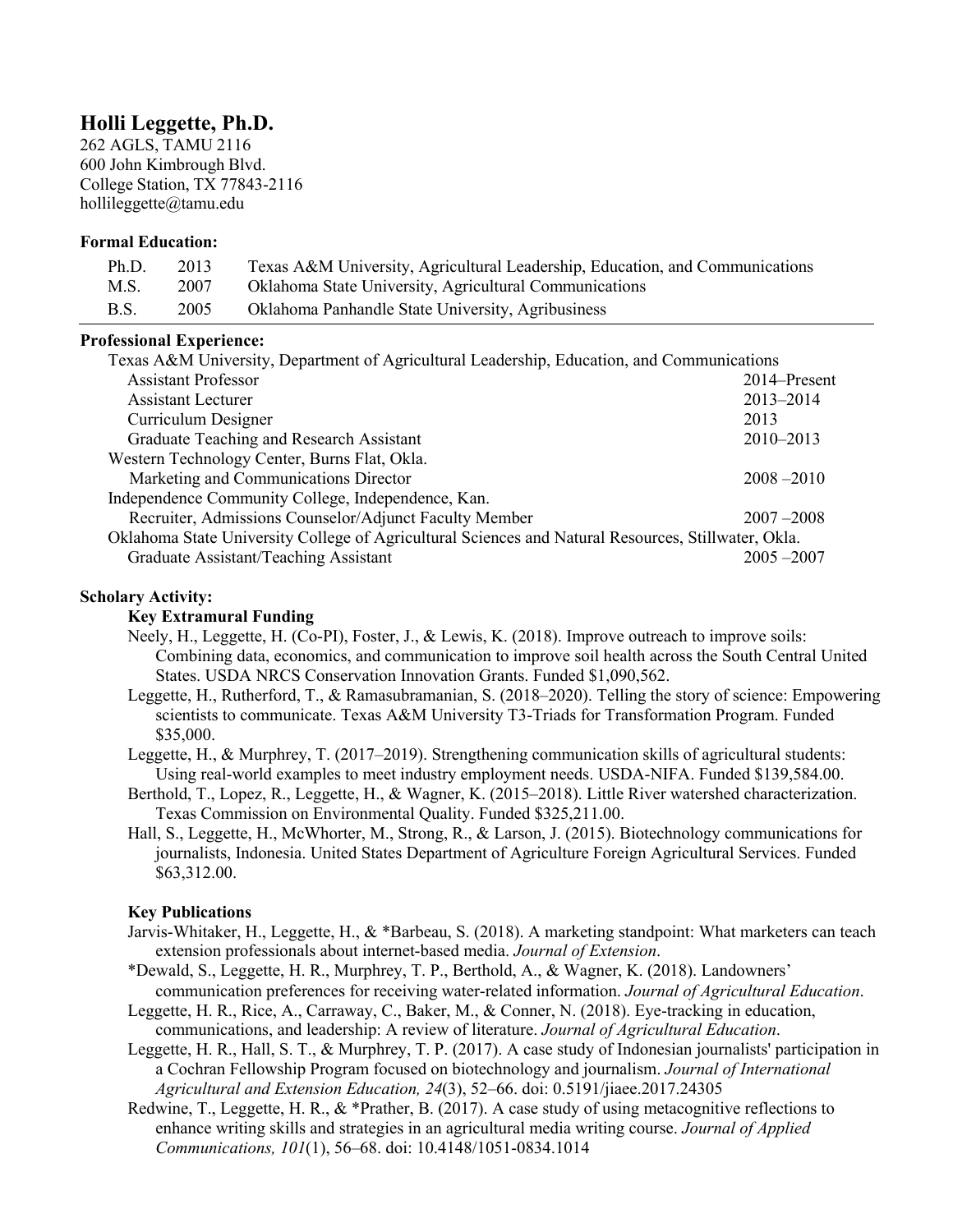# Holli Leggette, Ph.D.

262 AGLS, TAMU 2116
600 John Kimbrough Blvd.
College Station, TX 77843-2116
hollileggette@tamu.edu

**Formal Education:**

| | | |
|---|---|---|
| Ph.D. | 2013 | Texas A&M University, Agricultural Leadership, Education, and Communications |
| M.S. | 2007 | Oklahoma State University, Agricultural Communications |
| B.S. | 2005 | Oklahoma Panhandle State University, Agribusiness |

**Professional Experience:**

Texas A&M University, Department of Agricultural Leadership, Education, and Communications

| | |
|---|---|
| Assistant Professor | 2014–Present |
| Assistant Lecturer | 2013–2014 |
| Curriculum Designer | 2013 |
| Graduate Teaching and Research Assistant | 2010–2013 |

Western Technology Center, Burns Flat, Okla.

| | |
|---|---|
| Marketing and Communications Director | 2008 –2010 |

Independence Community College, Independence, Kan.

| | |
|---|---|
| Recruiter, Admissions Counselor/Adjunct Faculty Member | 2007 –2008 |

Oklahoma State University College of Agricultural Sciences and Natural Resources, Stillwater, Okla.

| | |
|---|---|
| Graduate Assistant/Teaching Assistant | 2005 –2007 |

**Scholary Activity:**

**Key Extramural Funding**

Neely, H., Leggette, H. (Co-PI), Foster, J., & Lewis, K. (2018). Improve outreach to improve soils: Combining data, economics, and communication to improve soil health across the South Central United States. USDA NRCS Conservation Innovation Grants. Funded $1,090,562.

Leggette, H., Rutherford, T., & Ramasubramanian, S. (2018–2020). Telling the story of science: Empowering scientists to communicate. Texas A&M University T3-Triads for Transformation Program. Funded $35,000.

Leggette, H., & Murphrey, T. (2017–2019). Strengthening communication skills of agricultural students: Using real-world examples to meet industry employment needs. USDA-NIFA. Funded $139,584.00.

Berthold, T., Lopez, R., Leggette, H., & Wagner, K. (2015–2018). Little River watershed characterization. Texas Commission on Environmental Quality. Funded $325,211.00.

Hall, S., Leggette, H., McWhorter, M., Strong, R., & Larson, J. (2015). Biotechnology communications for journalists, Indonesia. United States Department of Agriculture Foreign Agricultural Services. Funded $63,312.00.

**Key Publications**

Jarvis-Whitaker, H., Leggette, H., & *Barbeau, S. (2018). A marketing standpoint: What marketers can teach extension professionals about internet-based media. *Journal of Extension*.

*Dewald, S., Leggette, H. R., Murphrey, T. P., Berthold, A., & Wagner, K. (2018). Landowners' communication preferences for receiving water-related information. *Journal of Agricultural Education*.

Leggette, H. R., Rice, A., Carraway, C., Baker, M., & Conner, N. (2018). Eye-tracking in education, communications, and leadership: A review of literature. *Journal of Agricultural Education*.

Leggette, H. R., Hall, S. T., & Murphrey, T. P. (2017). A case study of Indonesian journalists' participation in a Cochran Fellowship Program focused on biotechnology and journalism. *Journal of International Agricultural and Extension Education, 24*(3), 52–66. doi: 0.5191/jiaee.2017.24305

Redwine, T., Leggette, H. R., & *Prather, B. (2017). A case study of using metacognitive reflections to enhance writing skills and strategies in an agricultural media writing course. *Journal of Applied Communications, 101*(1), 56–68. doi: 10.4148/1051-0834.1014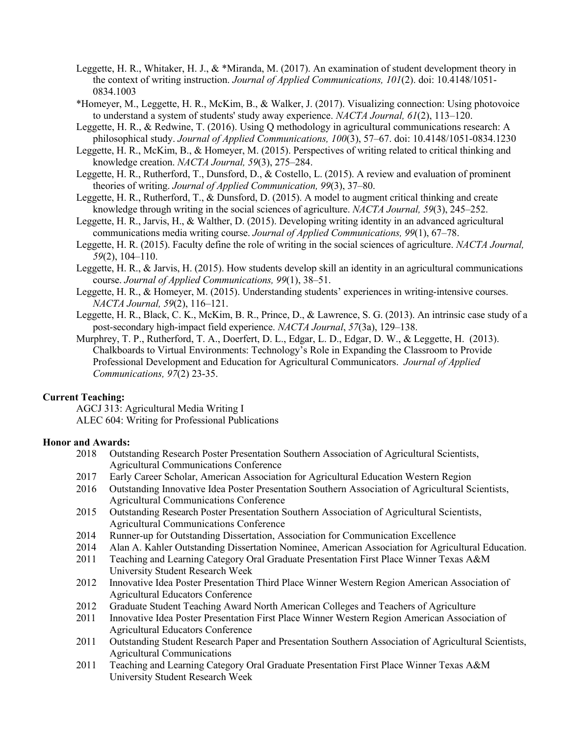Leggette, H. R., Whitaker, H. J., & *Miranda, M. (2017). An examination of student development theory in the context of writing instruction. *Journal of Applied Communications, 101*(2). doi: 10.4148/1051-0834.1003

*Homeyer, M., Leggette, H. R., McKim, B., & Walker, J. (2017). Visualizing connection: Using photovoice to understand a system of students' study away experience. *NACTA Journal, 61*(2), 113–120.

Leggette, H. R., & Redwine, T. (2016). Using Q methodology in agricultural communications research: A philosophical study. *Journal of Applied Communications, 100*(3), 57–67. doi: 10.4148/1051-0834.1230

Leggette, H. R., McKim, B., & Homeyer, M. (2015). Perspectives of writing related to critical thinking and knowledge creation. *NACTA Journal, 59*(3), 275–284.

Leggette, H. R., Rutherford, T., Dunsford, D., & Costello, L. (2015). A review and evaluation of prominent theories of writing. *Journal of Applied Communication, 99*(3), 37–80.

Leggette, H. R., Rutherford, T., & Dunsford, D. (2015). A model to augment critical thinking and create knowledge through writing in the social sciences of agriculture. *NACTA Journal, 59*(3), 245–252.

Leggette, H. R., Jarvis, H., & Walther, D. (2015). Developing writing identity in an advanced agricultural communications media writing course. *Journal of Applied Communications, 99*(1), 67–78.

Leggette, H. R. (2015). Faculty define the role of writing in the social sciences of agriculture. *NACTA Journal, 59*(2), 104–110.

Leggette, H. R., & Jarvis, H. (2015). How students develop skill an identity in an agricultural communications course. *Journal of Applied Communications, 99*(1), 38–51.

Leggette, H. R., & Homeyer, M. (2015). Understanding students' experiences in writing-intensive courses. *NACTA Journal, 59*(2), 116–121.

Leggette, H. R., Black, C. K., McKim, B. R., Prince, D., & Lawrence, S. G. (2013). An intrinsic case study of a post-secondary high-impact field experience. *NACTA Journal*, *57*(3a), 129–138.

Murphrey, T. P., Rutherford, T. A., Doerfert, D. L., Edgar, L. D., Edgar, D. W., & Leggette, H. (2013). Chalkboards to Virtual Environments: Technology's Role in Expanding the Classroom to Provide Professional Development and Education for Agricultural Communicators. *Journal of Applied Communications, 97*(2) 23-35.

**Current Teaching:**

AGCJ 313: Agricultural Media Writing I
ALEC 604: Writing for Professional Publications

**Honor and Awards:**

- 2018 Outstanding Research Poster Presentation Southern Association of Agricultural Scientists, Agricultural Communications Conference
- 2017 Early Career Scholar, American Association for Agricultural Education Western Region
- 2016 Outstanding Innovative Idea Poster Presentation Southern Association of Agricultural Scientists, Agricultural Communications Conference
- 2015 Outstanding Research Poster Presentation Southern Association of Agricultural Scientists, Agricultural Communications Conference
- 2014 Runner-up for Outstanding Dissertation, Association for Communication Excellence
- 2014 Alan A. Kahler Outstanding Dissertation Nominee, American Association for Agricultural Education.
- 2011 Teaching and Learning Category Oral Graduate Presentation First Place Winner Texas A&M University Student Research Week
- 2012 Innovative Idea Poster Presentation Third Place Winner Western Region American Association of Agricultural Educators Conference
- 2012 Graduate Student Teaching Award North American Colleges and Teachers of Agriculture
- 2011 Innovative Idea Poster Presentation First Place Winner Western Region American Association of Agricultural Educators Conference
- 2011 Outstanding Student Research Paper and Presentation Southern Association of Agricultural Scientists, Agricultural Communications
- 2011 Teaching and Learning Category Oral Graduate Presentation First Place Winner Texas A&M University Student Research Week